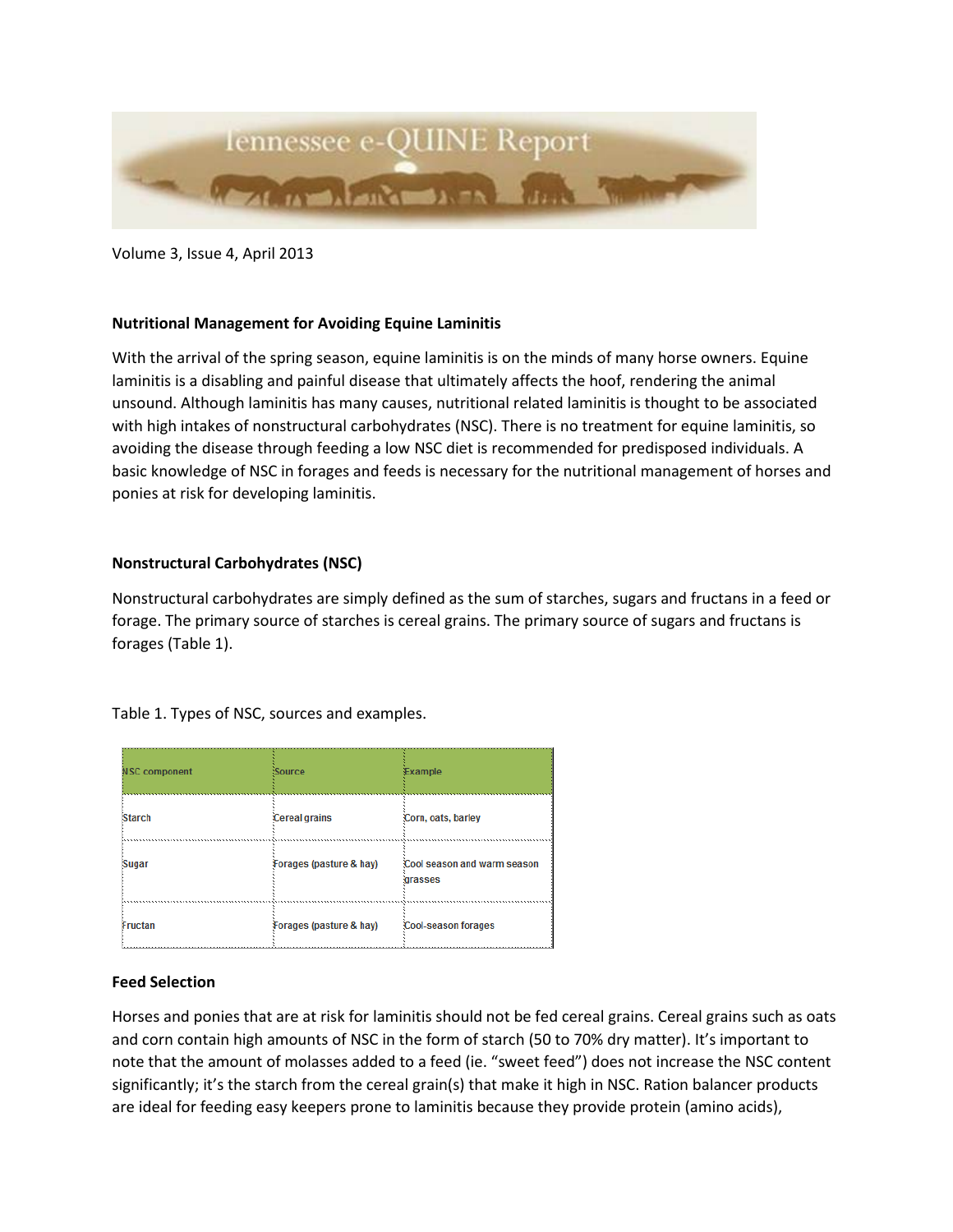# Tennessee e-QUINE Report

Volume 3, Issue 4, April 2013

## Nutritional Management for Avoiding Equine Laminitis

With the arrival of the spring season, equine laminitis is on the minds of many horse owners. Equine laminitis is a disabling and painful disease that ultimately affects the hoof, rendering the animal unsound. Although laminitis has many causes, nutritional related laminitis is thought to be associated with high intakes of nonstructural carbohydrates (NSC). There is no treatment for equine laminitis, so avoiding the disease through feeding a low NSC diet is recommended for predisposed individuals. A basic knowledge of NSC in forages and feeds is necessary for the nutritional management of horses and ponies at risk for developing laminitis.

## Nonstructural Carbohydrates (NSC)

Nonstructural carbohydrates are simply defined as the sum of starches, sugars and fructans in a feed or forage. The primary source of starches is cereal grains. The primary source of sugars and fructans is forages (Table 1).

Table 1. Types of NSC, sources and examples.

| NSC component | Source | Example |
|---|---|---|
| Starch | Cereal grains | Corn, oats, barley |
| Sugar | Forages (pasture & hay) | Cool season and warm season grasses |
| Fructan | Forages (pasture & hay) | Cool-season forages |

## Feed Selection

Horses and ponies that are at risk for laminitis should not be fed cereal grains. Cereal grains such as oats and corn contain high amounts of NSC in the form of starch (50 to 70% dry matter). It's important to note that the amount of molasses added to a feed (ie. "sweet feed") does not increase the NSC content significantly; it's the starch from the cereal grain(s) that make it high in NSC. Ration balancer products are ideal for feeding easy keepers prone to laminitis because they provide protein (amino acids),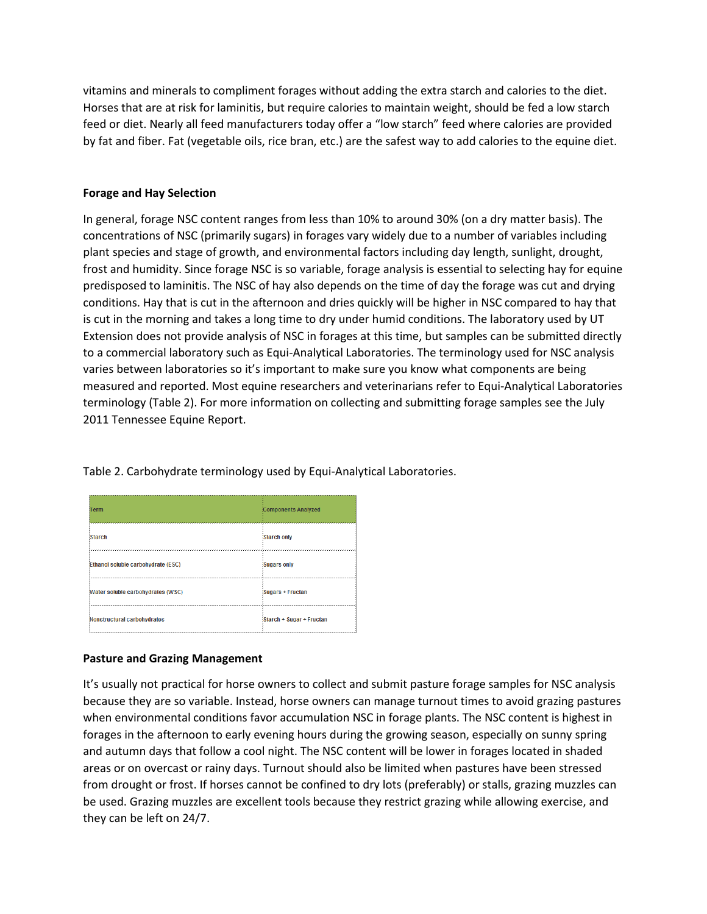vitamins and minerals to compliment forages without adding the extra starch and calories to the diet. Horses that are at risk for laminitis, but require calories to maintain weight, should be fed a low starch feed or diet. Nearly all feed manufacturers today offer a "low starch" feed where calories are provided by fat and fiber. Fat (vegetable oils, rice bran, etc.) are the safest way to add calories to the equine diet.

**Forage and Hay Selection**

In general, forage NSC content ranges from less than 10% to around 30% (on a dry matter basis). The concentrations of NSC (primarily sugars) in forages vary widely due to a number of variables including plant species and stage of growth, and environmental factors including day length, sunlight, drought, frost and humidity. Since forage NSC is so variable, forage analysis is essential to selecting hay for equine predisposed to laminitis. The NSC of hay also depends on the time of day the forage was cut and drying conditions. Hay that is cut in the afternoon and dries quickly will be higher in NSC compared to hay that is cut in the morning and takes a long time to dry under humid conditions. The laboratory used by UT Extension does not provide analysis of NSC in forages at this time, but samples can be submitted directly to a commercial laboratory such as Equi-Analytical Laboratories. The terminology used for NSC analysis varies between laboratories so it's important to make sure you know what components are being measured and reported. Most equine researchers and veterinarians refer to Equi-Analytical Laboratories terminology (Table 2). For more information on collecting and submitting forage samples see the July 2011 Tennessee Equine Report.

Table 2. Carbohydrate terminology used by Equi-Analytical Laboratories.

| Term | Components Analyzed |
|---|---|
| Starch | Starch only |
| Ethanol soluble carbohydrate (ESC) | Sugars only |
| Water soluble carbohydrates (WSC) | Sugars + Fructan |
| Nonstructural carbohydrates | Starch + Sugar + Fructan |

**Pasture and Grazing Management**

It's usually not practical for horse owners to collect and submit pasture forage samples for NSC analysis because they are so variable. Instead, horse owners can manage turnout times to avoid grazing pastures when environmental conditions favor accumulation NSC in forage plants. The NSC content is highest in forages in the afternoon to early evening hours during the growing season, especially on sunny spring and autumn days that follow a cool night. The NSC content will be lower in forages located in shaded areas or on overcast or rainy days. Turnout should also be limited when pastures have been stressed from drought or frost. If horses cannot be confined to dry lots (preferably) or stalls, grazing muzzles can be used. Grazing muzzles are excellent tools because they restrict grazing while allowing exercise, and they can be left on 24/7.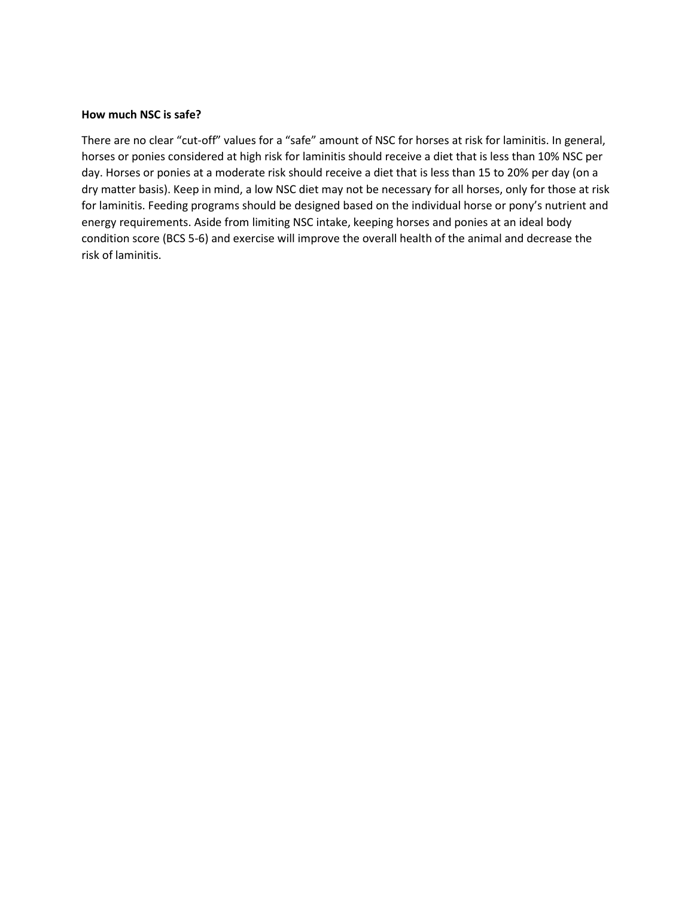**How much NSC is safe?**

There are no clear "cut-off" values for a "safe" amount of NSC for horses at risk for laminitis. In general, horses or ponies considered at high risk for laminitis should receive a diet that is less than 10% NSC per day. Horses or ponies at a moderate risk should receive a diet that is less than 15 to 20% per day (on a dry matter basis). Keep in mind, a low NSC diet may not be necessary for all horses, only for those at risk for laminitis. Feeding programs should be designed based on the individual horse or pony's nutrient and energy requirements. Aside from limiting NSC intake, keeping horses and ponies at an ideal body condition score (BCS 5-6) and exercise will improve the overall health of the animal and decrease the risk of laminitis.